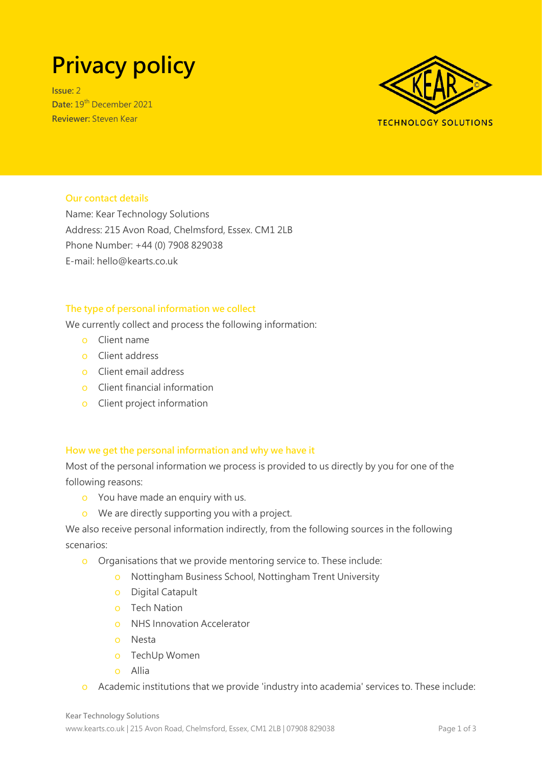# Privacy policy

**Issue:** 2
**Date:** 19th December 2021
**Reviewer:** Steven Kear

## Our contact details

Name: Kear Technology Solutions
Address: 215 Avon Road, Chelmsford, Essex. CM1 2LB
Phone Number: +44 (0) 7908 829038
E-mail: hello@kearts.co.uk

## The type of personal information we collect

We currently collect and process the following information:

- Client name
- Client address
- Client email address
- Client financial information
- Client project information

## How we get the personal information and why we have it

Most of the personal information we process is provided to us directly by you for one of the following reasons:

- You have made an enquiry with us.
- We are directly supporting you with a project.

We also receive personal information indirectly, from the following sources in the following scenarios:

- Organisations that we provide mentoring service to. These include:
  - Nottingham Business School, Nottingham Trent University
  - Digital Catapult
  - Tech Nation
  - NHS Innovation Accelerator
  - Nesta
  - TechUp Women
  - Allia
- Academic institutions that we provide 'industry into academia' services to. These include: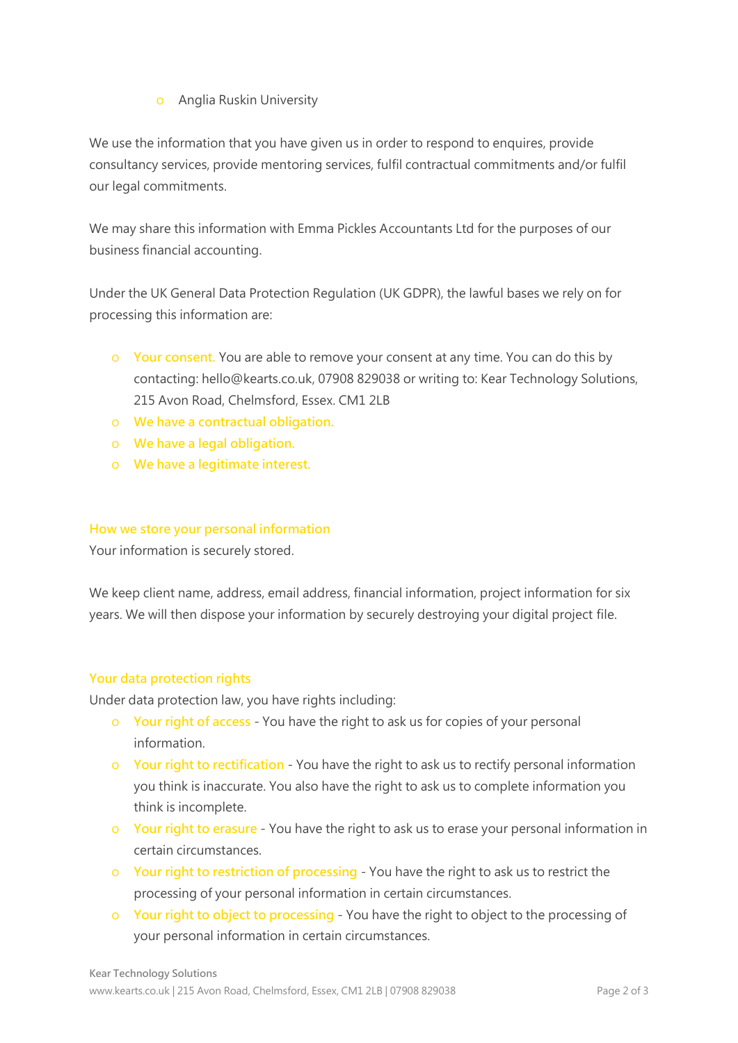- Anglia Ruskin University

We use the information that you have given us in order to respond to enquires, provide consultancy services, provide mentoring services, fulfil contractual commitments and/or fulfil our legal commitments.

We may share this information with Emma Pickles Accountants Ltd for the purposes of our business financial accounting.

Under the UK General Data Protection Regulation (UK GDPR), the lawful bases we rely on for processing this information are:

- **Your consent.** You are able to remove your consent at any time. You can do this by contacting: hello@kearts.co.uk, 07908 829038 or writing to: Kear Technology Solutions, 215 Avon Road, Chelmsford, Essex. CM1 2LB
- **We have a contractual obligation.**
- **We have a legal obligation.**
- **We have a legitimate interest.**

## How we store your personal information

Your information is securely stored.

We keep client name, address, email address, financial information, project information for six years. We will then dispose your information by securely destroying your digital project file.

## Your data protection rights

Under data protection law, you have rights including:

- **Your right of access** - You have the right to ask us for copies of your personal information.
- **Your right to rectification** - You have the right to ask us to rectify personal information you think is inaccurate. You also have the right to ask us to complete information you think is incomplete.
- **Your right to erasure** - You have the right to ask us to erase your personal information in certain circumstances.
- **Your right to restriction of processing** - You have the right to ask us to restrict the processing of your personal information in certain circumstances.
- **Your right to object to processing** - You have the right to object to the processing of your personal information in certain circumstances.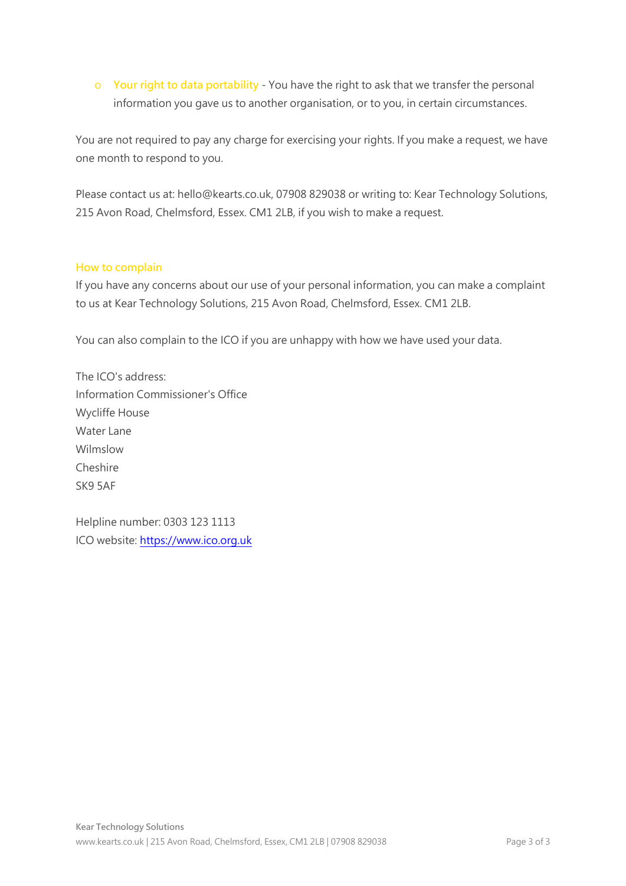- **Your right to data portability** - You have the right to ask that we transfer the personal information you gave us to another organisation, or to you, in certain circumstances.

You are not required to pay any charge for exercising your rights. If you make a request, we have one month to respond to you.

Please contact us at: hello@kearts.co.uk, 07908 829038 or writing to: Kear Technology Solutions, 215 Avon Road, Chelmsford, Essex. CM1 2LB, if you wish to make a request.

## How to complain

If you have any concerns about our use of your personal information, you can make a complaint to us at Kear Technology Solutions, 215 Avon Road, Chelmsford, Essex. CM1 2LB.

You can also complain to the ICO if you are unhappy with how we have used your data.

The ICO's address:
Information Commissioner's Office
Wycliffe House
Water Lane
Wilmslow
Cheshire
SK9 5AF

Helpline number: 0303 123 1113
ICO website: https://www.ico.org.uk